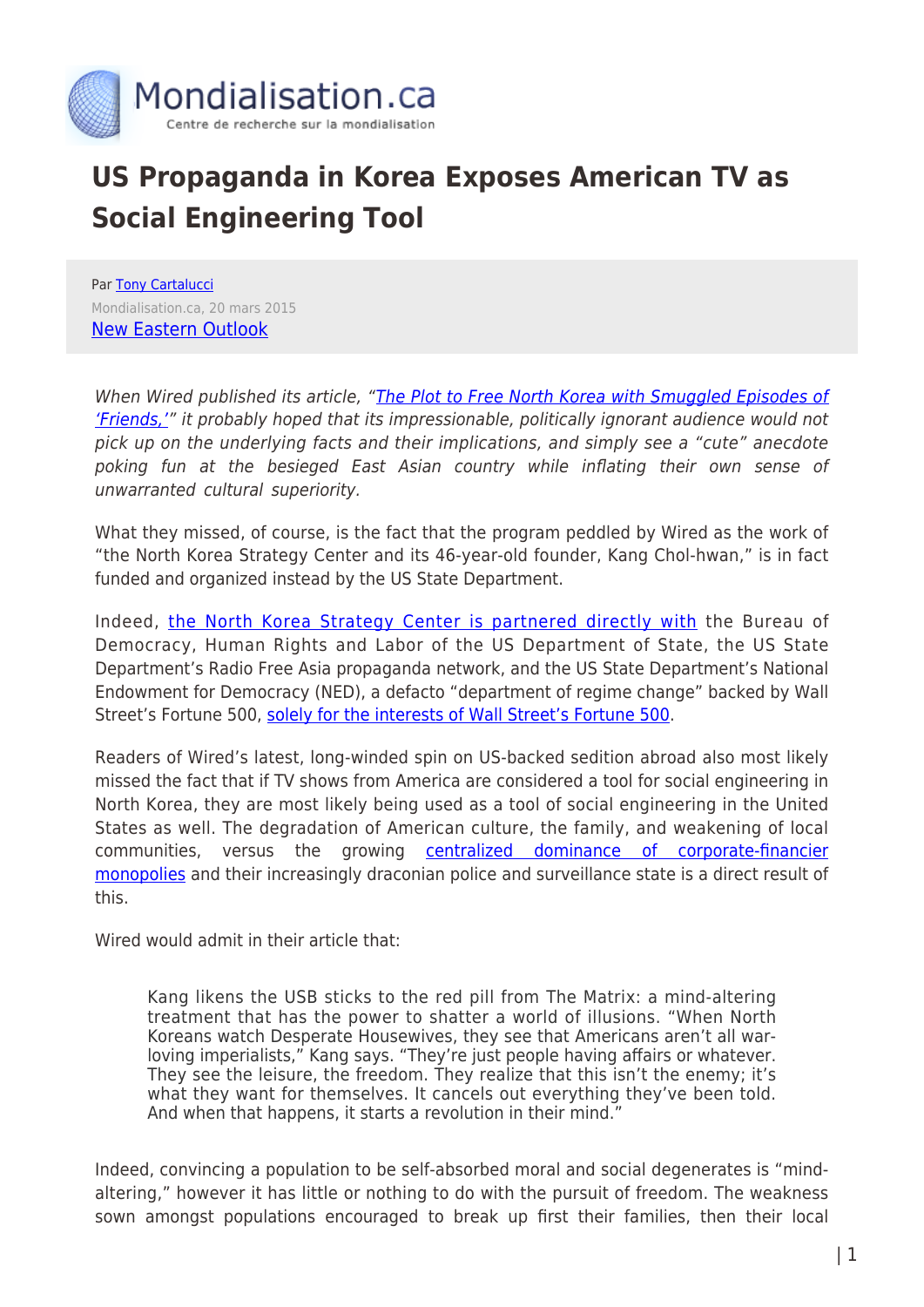# US Propaganda in Korea Exposes American TV as Social Engineering Tool

Par Tony Cartalucci

Mondialisation.ca, 20 mars 2015

New Eastern Outlook

*When Wired published its article, "The Plot to Free North Korea with Smuggled Episodes of 'Friends,'" it probably hoped that its impressionable, politically ignorant audience would not pick up on the underlying facts and their implications, and simply see a "cute" anecdote poking fun at the besieged East Asian country while inflating their own sense of unwarranted cultural superiority.*

What they missed, of course, is the fact that the program peddled by Wired as the work of "the North Korea Strategy Center and its 46-year-old founder, Kang Chol-hwan," is in fact funded and organized instead by the US State Department.

Indeed, the North Korea Strategy Center is partnered directly with the Bureau of Democracy, Human Rights and Labor of the US Department of State, the US State Department's Radio Free Asia propaganda network, and the US State Department's National Endowment for Democracy (NED), a defacto "department of regime change" backed by Wall Street's Fortune 500, solely for the interests of Wall Street's Fortune 500.

Readers of Wired's latest, long-winded spin on US-backed sedition abroad also most likely missed the fact that if TV shows from America are considered a tool for social engineering in North Korea, they are most likely being used as a tool of social engineering in the United States as well. The degradation of American culture, the family, and weakening of local communities, versus the growing centralized dominance of corporate-financier monopolies and their increasingly draconian police and surveillance state is a direct result of this.

Wired would admit in their article that:

> Kang likens the USB sticks to the red pill from The Matrix: a mind-altering treatment that has the power to shatter a world of illusions. "When North Koreans watch Desperate Housewives, they see that Americans aren't all war-loving imperialists," Kang says. "They're just people having affairs or whatever. They see the leisure, the freedom. They realize that this isn't the enemy; it's what they want for themselves. It cancels out everything they've been told. And when that happens, it starts a revolution in their mind."

Indeed, convincing a population to be self-absorbed moral and social degenerates is "mind-altering," however it has little or nothing to do with the pursuit of freedom. The weakness sown amongst populations encouraged to break up first their families, then their local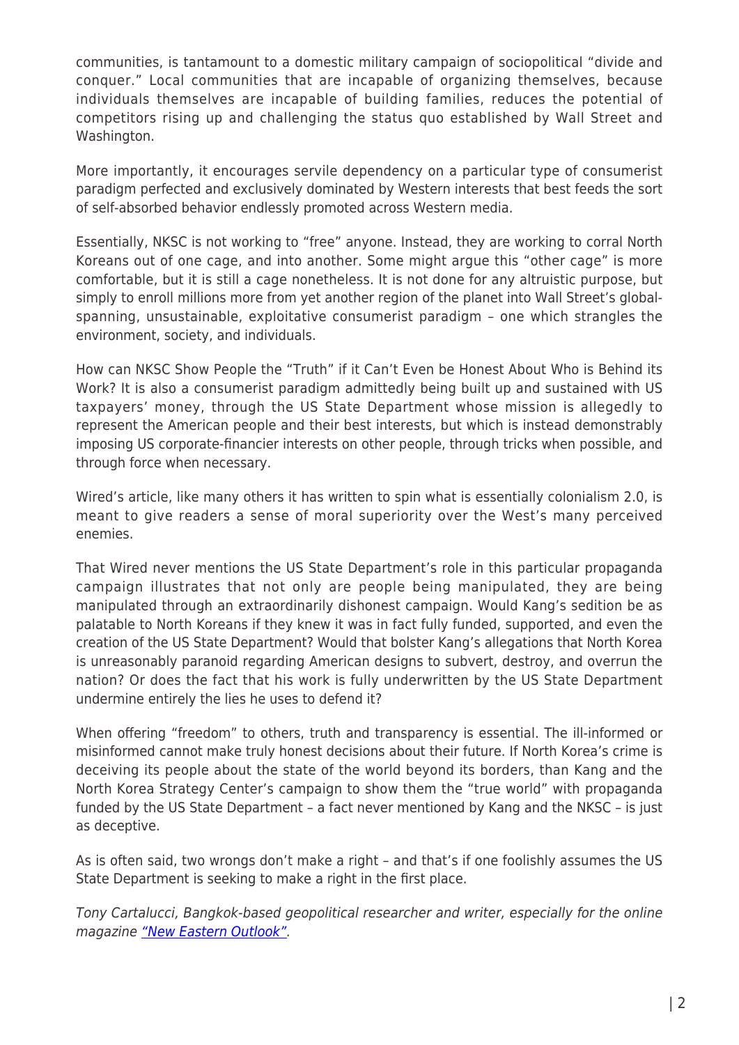communities, is tantamount to a domestic military campaign of sociopolitical "divide and conquer." Local communities that are incapable of organizing themselves, because individuals themselves are incapable of building families, reduces the potential of competitors rising up and challenging the status quo established by Wall Street and Washington.

More importantly, it encourages servile dependency on a particular type of consumerist paradigm perfected and exclusively dominated by Western interests that best feeds the sort of self-absorbed behavior endlessly promoted across Western media.

Essentially, NKSC is not working to "free" anyone. Instead, they are working to corral North Koreans out of one cage, and into another. Some might argue this "other cage" is more comfortable, but it is still a cage nonetheless. It is not done for any altruistic purpose, but simply to enroll millions more from yet another region of the planet into Wall Street's global-spanning, unsustainable, exploitative consumerist paradigm – one which strangles the environment, society, and individuals.

How can NKSC Show People the "Truth" if it Can't Even be Honest About Who is Behind its Work? It is also a consumerist paradigm admittedly being built up and sustained with US taxpayers' money, through the US State Department whose mission is allegedly to represent the American people and their best interests, but which is instead demonstrably imposing US corporate-financier interests on other people, through tricks when possible, and through force when necessary.

Wired's article, like many others it has written to spin what is essentially colonialism 2.0, is meant to give readers a sense of moral superiority over the West's many perceived enemies.

That Wired never mentions the US State Department's role in this particular propaganda campaign illustrates that not only are people being manipulated, they are being manipulated through an extraordinarily dishonest campaign. Would Kang's sedition be as palatable to North Koreans if they knew it was in fact fully funded, supported, and even the creation of the US State Department? Would that bolster Kang's allegations that North Korea is unreasonably paranoid regarding American designs to subvert, destroy, and overrun the nation? Or does the fact that his work is fully underwritten by the US State Department undermine entirely the lies he uses to defend it?

When offering "freedom" to others, truth and transparency is essential. The ill-informed or misinformed cannot make truly honest decisions about their future. If North Korea's crime is deceiving its people about the state of the world beyond its borders, than Kang and the North Korea Strategy Center's campaign to show them the "true world" with propaganda funded by the US State Department – a fact never mentioned by Kang and the NKSC – is just as deceptive.

As is often said, two wrongs don't make a right – and that's if one foolishly assumes the US State Department is seeking to make a right in the first place.

*Tony Cartalucci, Bangkok-based geopolitical researcher and writer, especially for the online magazine "New Eastern Outlook".*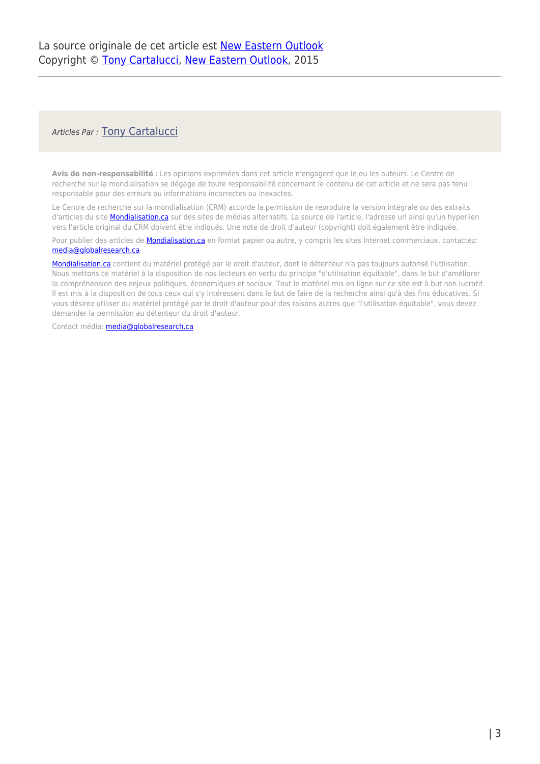La source originale de cet article est New Eastern Outlook
Copyright © Tony Cartalucci, New Eastern Outlook, 2015

---

*Articles Par :* Tony Cartalucci

**Avis de non-responsabilité** : Les opinions exprimées dans cet article n'engagent que le ou les auteurs. Le Centre de recherche sur la mondialisation se dégage de toute responsabilité concernant le contenu de cet article et ne sera pas tenu responsable pour des erreurs ou informations incorrectes ou inexactes.

Le Centre de recherche sur la mondialisation (CRM) accorde la permission de reproduire la version intégrale ou des extraits d'articles du site Mondialisation.ca sur des sites de médias alternatifs. La source de l'article, l'adresse url ainsi qu'un hyperlien vers l'article original du CRM doivent être indiqués. Une note de droit d'auteur (copyright) doit également être indiquée.

Pour publier des articles de Mondialisation.ca en format papier ou autre, y compris les sites Internet commerciaux, contactez: media@globalresearch.ca

Mondialisation.ca contient du matériel protégé par le droit d'auteur, dont le détenteur n'a pas toujours autorisé l'utilisation. Nous mettons ce matériel à la disposition de nos lecteurs en vertu du principe "d'utilisation équitable", dans le but d'améliorer la compréhension des enjeux politiques, économiques et sociaux. Tout le matériel mis en ligne sur ce site est à but non lucratif. Il est mis à la disposition de tous ceux qui s'y intéressent dans le but de faire de la recherche ainsi qu'à des fins éducatives. Si vous désirez utiliser du matériel protégé par le droit d'auteur pour des raisons autres que "l'utilisation équitable", vous devez demander la permission au détenteur du droit d'auteur.

Contact média: media@globalresearch.ca